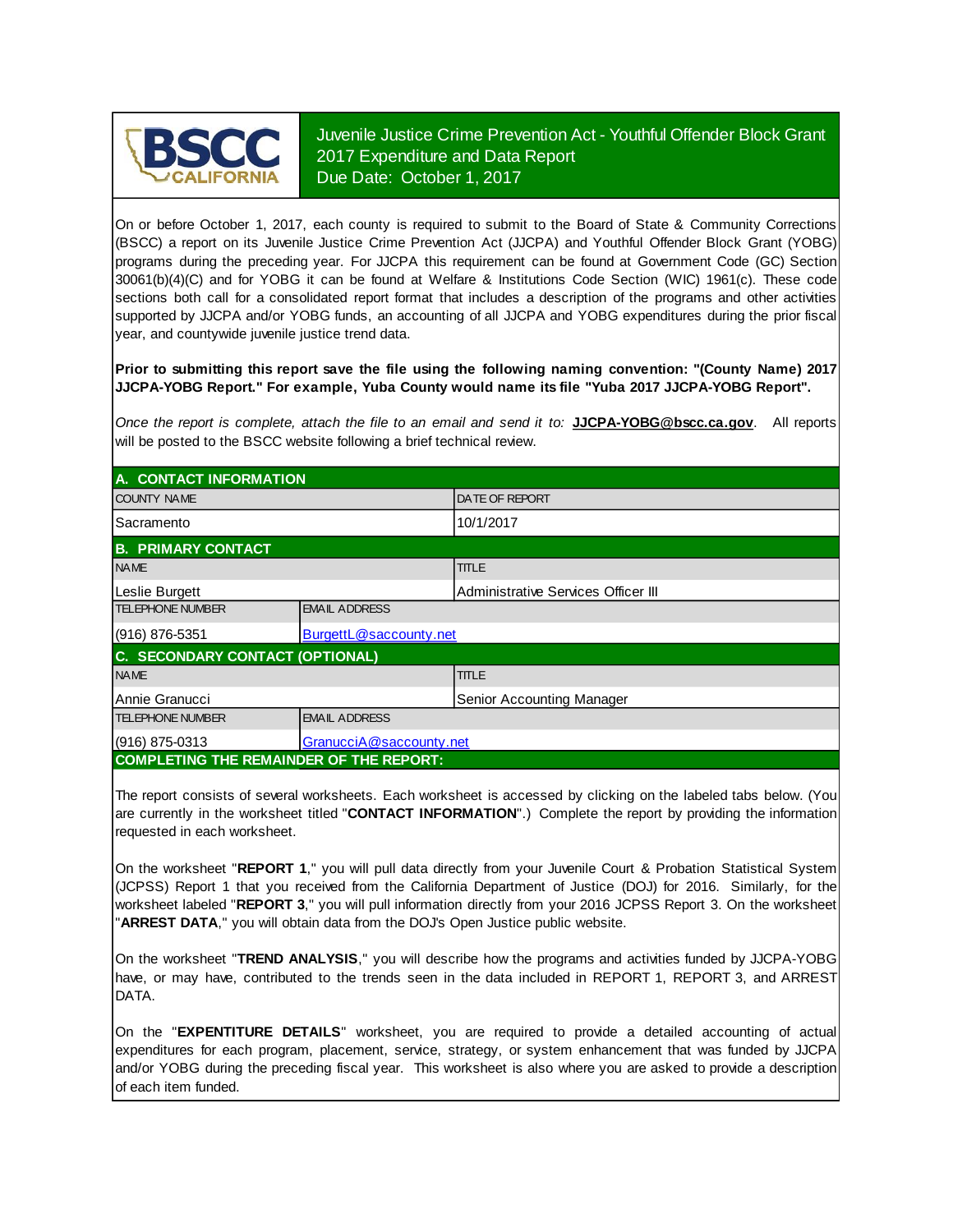BSCC CALIFORNIA

# Juvenile Justice Crime Prevention Act - Youthful Offender Block Grant 2017 Expenditure and Data Report
Due Date: October 1, 2017

On or before October 1, 2017, each county is required to submit to the Board of State & Community Corrections (BSCC) a report on its Juvenile Justice Crime Prevention Act (JJCPA) and Youthful Offender Block Grant (YOBG) programs during the preceding year. For JJCPA this requirement can be found at Government Code (GC) Section 30061(b)(4)(C) and for YOBG it can be found at Welfare & Institutions Code Section (WIC) 1961(c). These code sections both call for a consolidated report format that includes a description of the programs and other activities supported by JJCPA and/or YOBG funds, an accounting of all JJCPA and YOBG expenditures during the prior fiscal year, and countywide juvenile justice trend data.

**Prior to submitting this report save the file using the following naming convention: "(County Name) 2017 JJCPA-YOBG Report." For example, Yuba County would name its file "Yuba 2017 JJCPA-YOBG Report".**

*Once the report is complete, attach the file to an email and send it to:* **JJCPA-YOBG@bscc.ca.gov**. All reports will be posted to the BSCC website following a brief technical review.

## A. CONTACT INFORMATION

| COUNTY NAME | DATE OF REPORT |
|---|---|
| Sacramento | 10/1/2017 |

## B. PRIMARY CONTACT

| NAME | TITLE |
|---|---|
| Leslie Burgett | Administrative Services Officer III |
| **TELEPHONE NUMBER** | **EMAIL ADDRESS** |
| (916) 876-5351 | BurgettL@saccounty.net |

## C. SECONDARY CONTACT (OPTIONAL)

| NAME | TITLE |
|---|---|
| Annie Granucci | Senior Accounting Manager |
| **TELEPHONE NUMBER** | **EMAIL ADDRESS** |
| (916) 875-0313 | GranucciA@saccounty.net |

## COMPLETING THE REMAINDER OF THE REPORT:

The report consists of several worksheets. Each worksheet is accessed by clicking on the labeled tabs below. (You are currently in the worksheet titled "**CONTACT INFORMATION**".) Complete the report by providing the information requested in each worksheet.

On the worksheet "**REPORT 1**," you will pull data directly from your Juvenile Court & Probation Statistical System (JCPSS) Report 1 that you received from the California Department of Justice (DOJ) for 2016. Similarly, for the worksheet labeled "**REPORT 3**," you will pull information directly from your 2016 JCPSS Report 3. On the worksheet "**ARREST DATA**," you will obtain data from the DOJ's Open Justice public website.

On the worksheet "**TREND ANALYSIS**," you will describe how the programs and activities funded by JJCPA-YOBG have, or may have, contributed to the trends seen in the data included in REPORT 1, REPORT 3, and ARREST DATA.

On the "**EXPENTITURE DETAILS**" worksheet, you are required to provide a detailed accounting of actual expenditures for each program, placement, service, strategy, or system enhancement that was funded by JJCPA and/or YOBG during the preceding fiscal year. This worksheet is also where you are asked to provide a description of each item funded.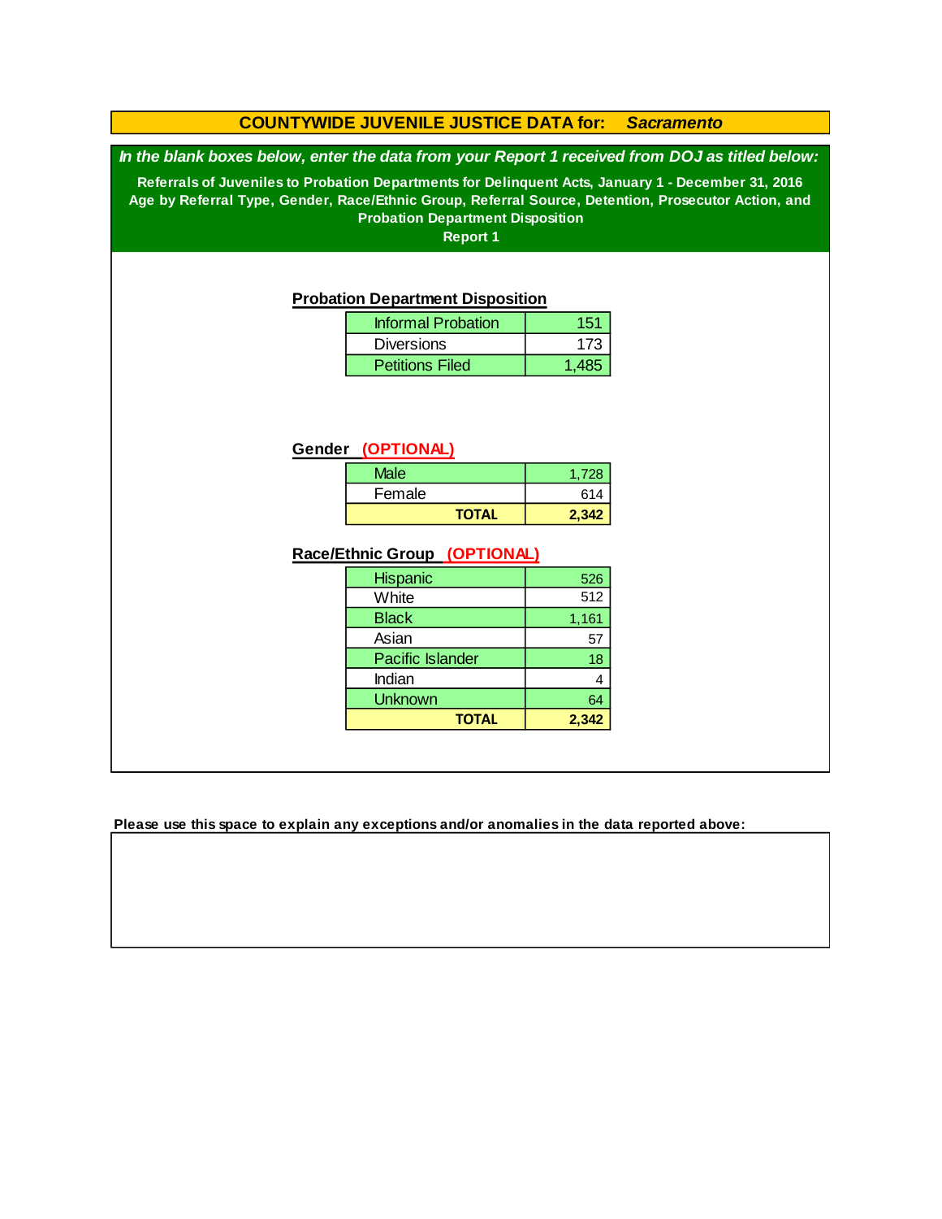# COUNTYWIDE JUVENILE JUSTICE DATA for: *Sacramento*

***In the blank boxes below, enter the data from your Report 1 received from DOJ as titled below:***

**Referrals of Juveniles to Probation Departments for Delinquent Acts, January 1 - December 31, 2016**
**Age by Referral Type, Gender, Race/Ethnic Group, Referral Source, Detention, Prosecutor Action, and Probation Department Disposition**
**Report 1**

## Probation Department Disposition

| Disposition | Count |
| --- | --- |
| Informal Probation | 151 |
| Diversions | 173 |
| Petitions Filed | 1,485 |

## Gender (OPTIONAL)

| Gender | Count |
| --- | --- |
| Male | 1,728 |
| Female | 614 |
| **TOTAL** | **2,342** |

## Race/Ethnic Group (OPTIONAL)

| Race/Ethnic Group | Count |
| --- | --- |
| Hispanic | 526 |
| White | 512 |
| Black | 1,161 |
| Asian | 57 |
| Pacific Islander | 18 |
| Indian | 4 |
| Unknown | 64 |
| **TOTAL** | **2,342** |

**Please use this space to explain any exceptions and/or anomalies in the data reported above:**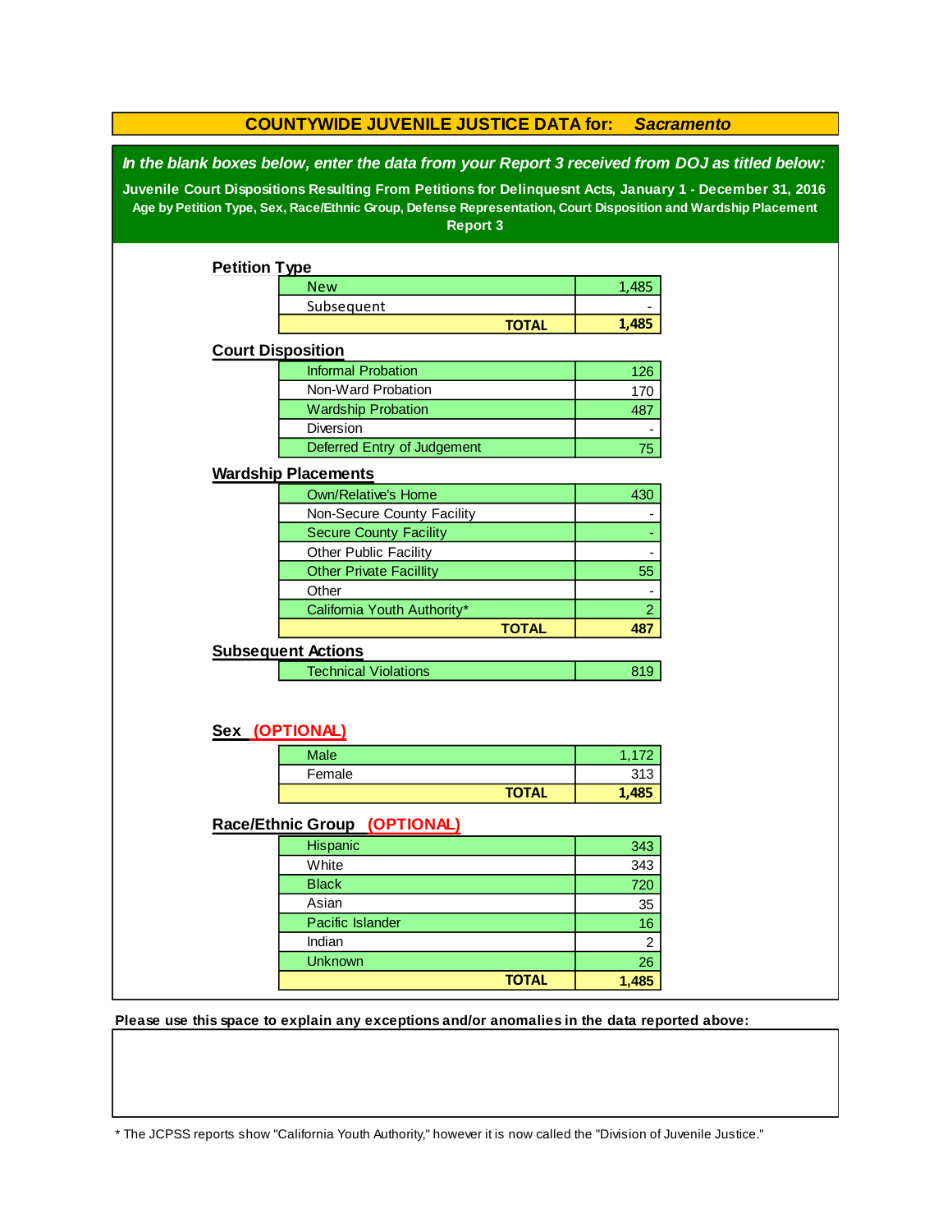# COUNTYWIDE JUVENILE JUSTICE DATA for: *Sacramento*

***In the blank boxes below, enter the data from your Report 3 received from DOJ as titled below:***

**Juvenile Court Dispositions Resulting From Petitions for Delinquesnt Acts, January 1 - December 31, 2016**
**Age by Petition Type, Sex, Race/Ethnic Group, Defense Representation, Court Disposition and Wardship Placement**
**Report 3**

## Petition Type

| | |
|---|---|
| New | 1,485 |
| Subsequent | - |
| **TOTAL** | **1,485** |

## Court Disposition

| | |
|---|---|
| Informal Probation | 126 |
| Non-Ward Probation | 170 |
| Wardship Probation | 487 |
| Diversion | - |
| Deferred Entry of Judgement | 75 |

## Wardship Placements

| | |
|---|---|
| Own/Relative's Home | 430 |
| Non-Secure County Facility | - |
| Secure County Facility | - |
| Other Public Facility | - |
| Other Private Facillity | 55 |
| Other | - |
| California Youth Authority* | 2 |
| **TOTAL** | **487** |

## Subsequent Actions

| | |
|---|---|
| Technical Violations | 819 |

## Sex (OPTIONAL)

| | |
|---|---|
| Male | 1,172 |
| Female | 313 |
| **TOTAL** | **1,485** |

## Race/Ethnic Group (OPTIONAL)

| | |
|---|---|
| Hispanic | 343 |
| White | 343 |
| Black | 720 |
| Asian | 35 |
| Pacific Islander | 16 |
| Indian | 2 |
| Unknown | 26 |
| **TOTAL** | **1,485** |

**Please use this space to explain any exceptions and/or anomalies in the data reported above:**

* The JCPSS reports show "California Youth Authority," however it is now called the "Division of Juvenile Justice."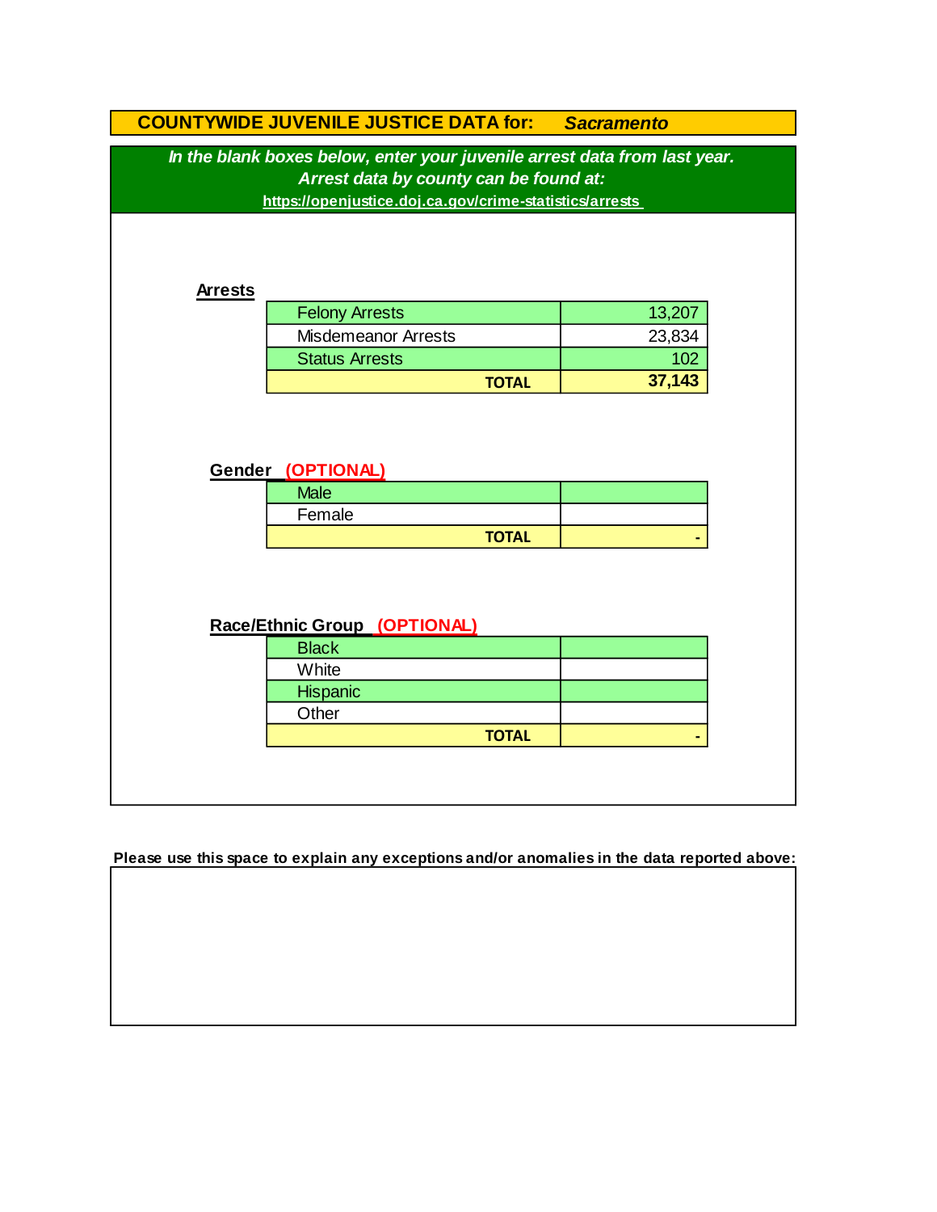## COUNTYWIDE JUVENILE JUSTICE DATA for: *Sacramento*

***In the blank boxes below, enter your juvenile arrest data from last year.***
***Arrest data by county can be found at:***
**https://openjustice.doj.ca.gov/crime-statistics/arrests**

**Arrests**

| | |
|---|---|
| Felony Arrests | 13,207 |
| Misdemeanor Arrests | 23,834 |
| Status Arrests | 102 |
| **TOTAL** | **37,143** |

**Gender (OPTIONAL)**

| | |
|---|---|
| Male | |
| Female | |
| **TOTAL** | **-** |

**Race/Ethnic Group (OPTIONAL)**

| | |
|---|---|
| Black | |
| White | |
| Hispanic | |
| Other | |
| **TOTAL** | **-** |

**Please use this space to explain any exceptions and/or anomalies in the data reported above:**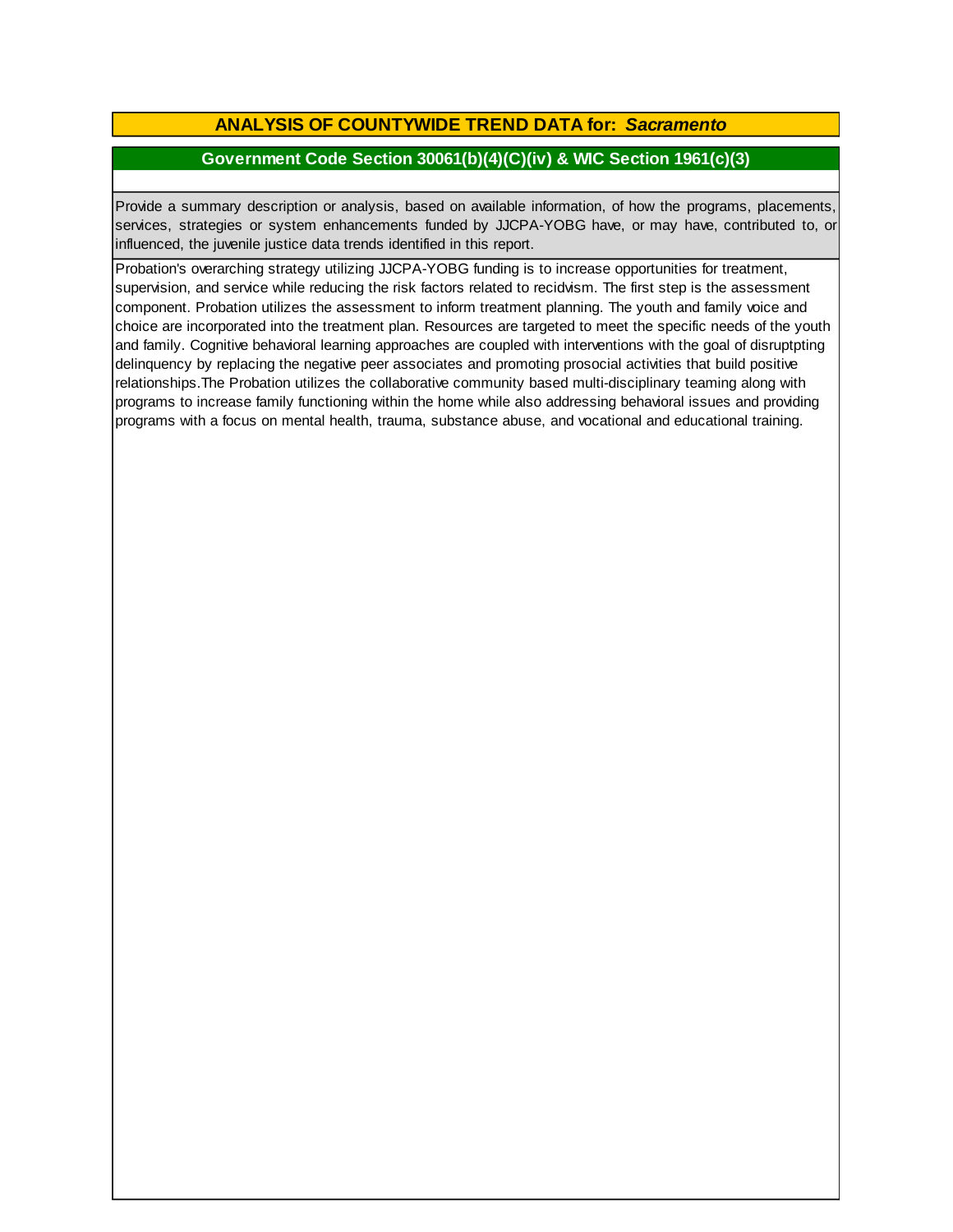## ANALYSIS OF COUNTYWIDE TREND DATA for: *Sacramento*

### Government Code Section 30061(b)(4)(C)(iv) & WIC Section 1961(c)(3)

Provide a summary description or analysis, based on available information, of how the programs, placements, services, strategies or system enhancements funded by JJCPA-YOBG have, or may have, contributed to, or influenced, the juvenile justice data trends identified in this report.

Probation's overarching strategy utilizing JJCPA-YOBG funding is to increase opportunities for treatment, supervision, and service while reducing the risk factors related to recidivism. The first step is the assessment component. Probation utilizes the assessment to inform treatment planning. The youth and family voice and choice are incorporated into the treatment plan. Resources are targeted to meet the specific needs of the youth and family. Cognitive behavioral learning approaches are coupled with interventions with the goal of disruptpting delinquency by replacing the negative peer associates and promoting prosocial activities that build positive relationships.The Probation utilizes the collaborative community based multi-disciplinary teaming along with programs to increase family functioning within the home while also addressing behavioral issues and providing programs with a focus on mental health, trauma, substance abuse, and vocational and educational training.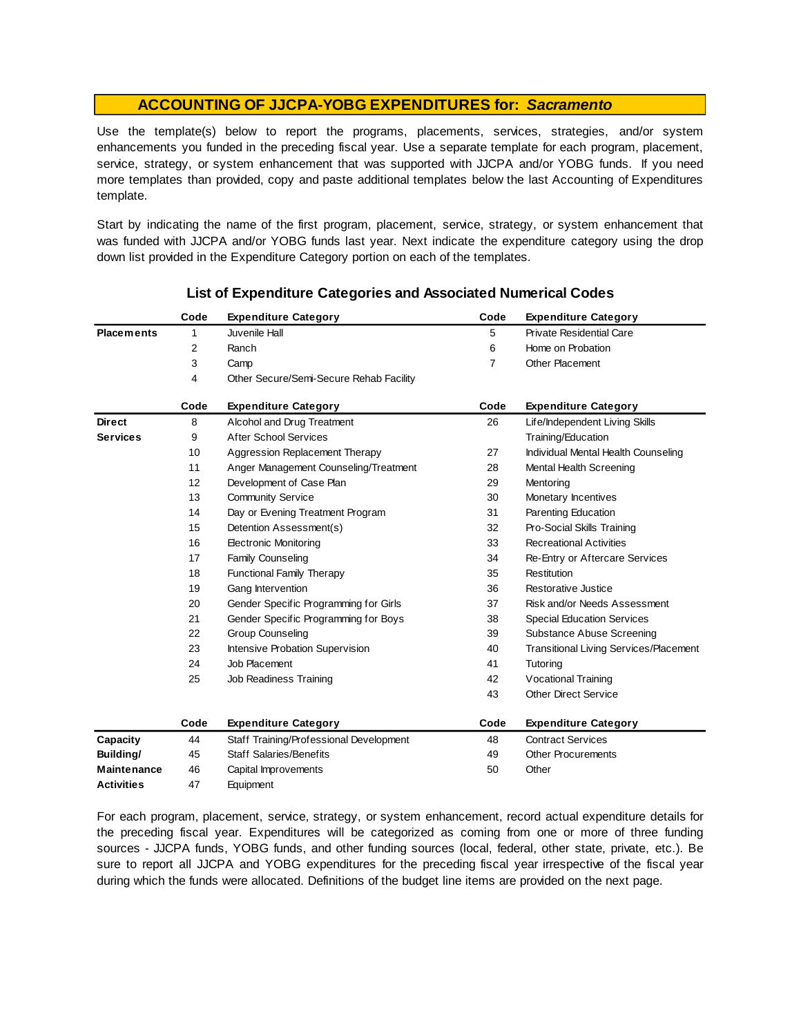## ACCOUNTING OF JJCPA-YOBG EXPENDITURES for: *Sacramento*

Use the template(s) below to report the programs, placements, services, strategies, and/or system enhancements you funded in the preceding fiscal year. Use a separate template for each program, placement, service, strategy, or system enhancement that was supported with JJCPA and/or YOBG funds. If you need more templates than provided, copy and paste additional templates below the last Accounting of Expenditures template.

Start by indicating the name of the first program, placement, service, strategy, or system enhancement that was funded with JJCPA and/or YOBG funds last year. Next indicate the expenditure category using the drop down list provided in the Expenditure Category portion on each of the templates.

### List of Expenditure Categories and Associated Numerical Codes

| | Code | Expenditure Category | Code | Expenditure Category |
|---|---|---|---|---|
| **Placements** | 1 | Juvenile Hall | 5 | Private Residential Care |
| | 2 | Ranch | 6 | Home on Probation |
| | 3 | Camp | 7 | Other Placement |
| | 4 | Other Secure/Semi-Secure Rehab Facility | | |

| | Code | Expenditure Category | Code | Expenditure Category |
|---|---|---|---|---|
| **Direct Services** | 8 | Alcohol and Drug Treatment | 26 | Life/Independent Living Skills Training/Education |
| | 9 | After School Services | 27 | Individual Mental Health Counseling |
| | 10 | Aggression Replacement Therapy | 28 | Mental Health Screening |
| | 11 | Anger Management Counseling/Treatment | 29 | Mentoring |
| | 12 | Development of Case Plan | 30 | Monetary Incentives |
| | 13 | Community Service | 31 | Parenting Education |
| | 14 | Day or Evening Treatment Program | 32 | Pro-Social Skills Training |
| | 15 | Detention Assessment(s) | 33 | Recreational Activities |
| | 16 | Electronic Monitoring | 34 | Re-Entry or Aftercare Services |
| | 17 | Family Counseling | 35 | Restitution |
| | 18 | Functional Family Therapy | 36 | Restorative Justice |
| | 19 | Gang Intervention | 37 | Risk and/or Needs Assessment |
| | 20 | Gender Specific Programming for Girls | 38 | Special Education Services |
| | 21 | Gender Specific Programming for Boys | 39 | Substance Abuse Screening |
| | 22 | Group Counseling | 40 | Transitional Living Services/Placement |
| | 23 | Intensive Probation Supervision | 41 | Tutoring |
| | 24 | Job Placement | 42 | Vocational Training |
| | 25 | Job Readiness Training | 43 | Other Direct Service |

| | Code | Expenditure Category | Code | Expenditure Category |
|---|---|---|---|---|
| **Capacity Building/ Maintenance Activities** | 44 | Staff Training/Professional Development | 48 | Contract Services |
| | 45 | Staff Salaries/Benefits | 49 | Other Procurements |
| | 46 | Capital Improvements | 50 | Other |
| | 47 | Equipment | | |

For each program, placement, service, strategy, or system enhancement, record actual expenditure details for the preceding fiscal year. Expenditures will be categorized as coming from one or more of three funding sources - JJCPA funds, YOBG funds, and other funding sources (local, federal, other state, private, etc.). Be sure to report all JJCPA and YOBG expenditures for the preceding fiscal year irrespective of the fiscal year during which the funds were allocated. Definitions of the budget line items are provided on the next page.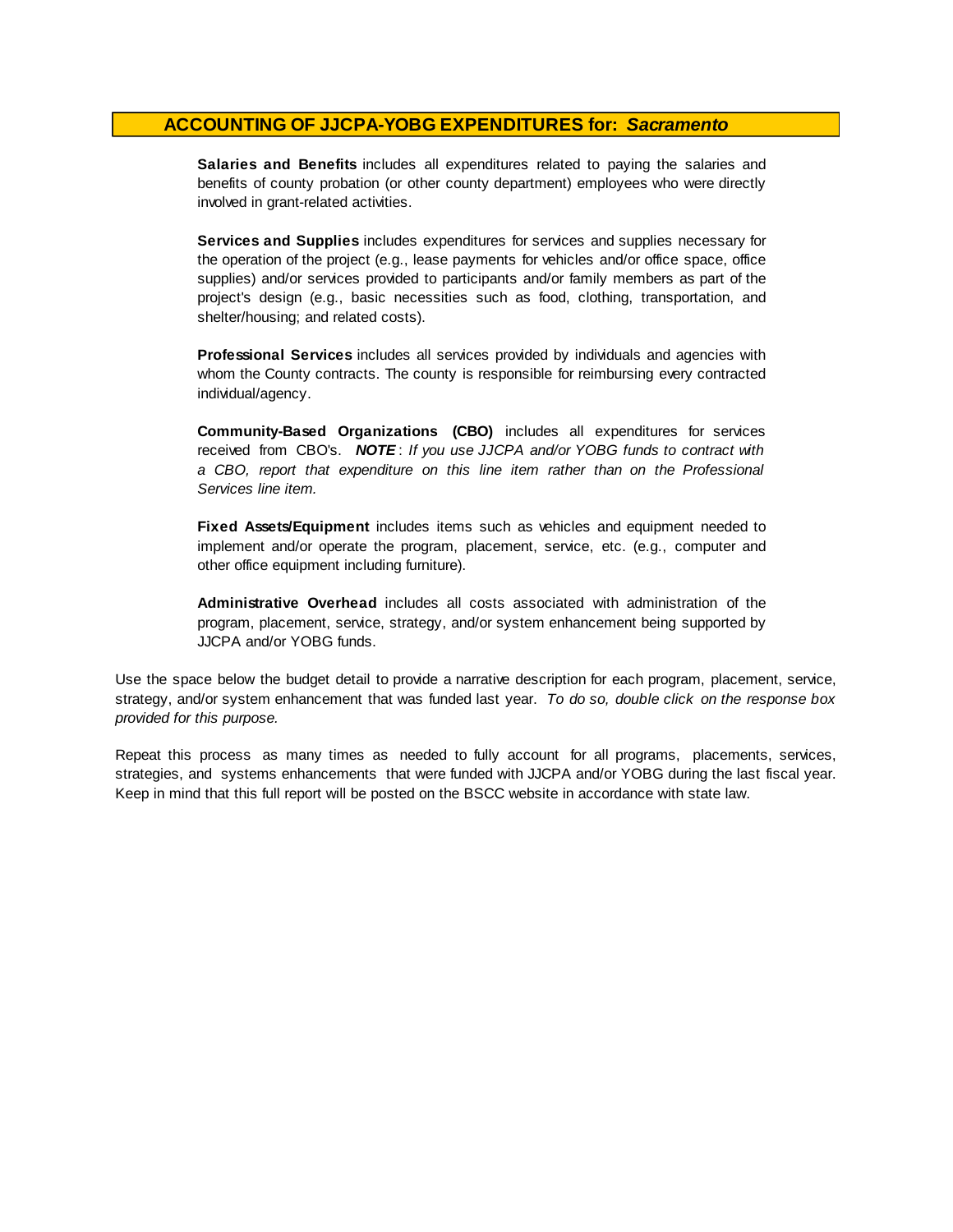## ACCOUNTING OF JJCPA-YOBG EXPENDITURES for: *Sacramento*

**Salaries and Benefits** includes all expenditures related to paying the salaries and benefits of county probation (or other county department) employees who were directly involved in grant-related activities.

**Services and Supplies** includes expenditures for services and supplies necessary for the operation of the project (e.g., lease payments for vehicles and/or office space, office supplies) and/or services provided to participants and/or family members as part of the project's design (e.g., basic necessities such as food, clothing, transportation, and shelter/housing; and related costs).

**Professional Services** includes all services provided by individuals and agencies with whom the County contracts. The county is responsible for reimbursing every contracted individual/agency.

**Community-Based Organizations (CBO)** includes all expenditures for services received from CBO's. ***NOTE*** *: If you use JJCPA and/or YOBG funds to contract with a CBO, report that expenditure on this line item rather than on the Professional Services line item.*

**Fixed Assets/Equipment** includes items such as vehicles and equipment needed to implement and/or operate the program, placement, service, etc. (e.g., computer and other office equipment including furniture).

**Administrative Overhead** includes all costs associated with administration of the program, placement, service, strategy, and/or system enhancement being supported by JJCPA and/or YOBG funds.

Use the space below the budget detail to provide a narrative description for each program, placement, service, strategy, and/or system enhancement that was funded last year. *To do so, double click on the response box provided for this purpose.*

Repeat this process as many times as needed to fully account for all programs, placements, services, strategies, and systems enhancements that were funded with JJCPA and/or YOBG during the last fiscal year. Keep in mind that this full report will be posted on the BSCC website in accordance with state law.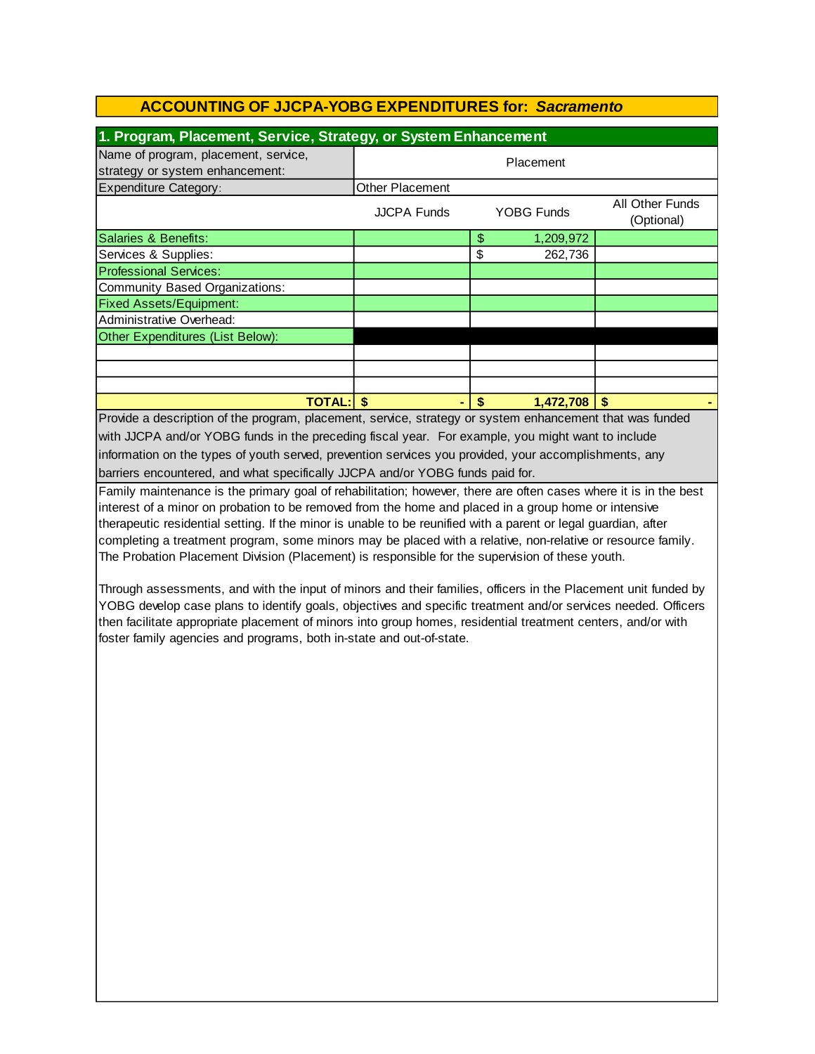## ACCOUNTING OF JJCPA-YOBG EXPENDITURES for: *Sacramento*

### 1. Program, Placement, Service, Strategy, or System Enhancement

| Name of program, placement, service, strategy or system enhancement: | Placement | | |
|---|---|---|---|
| Expenditure Category: | Other Placement | | |
| | JJCPA Funds | YOBG Funds | All Other Funds (Optional) |
| Salaries & Benefits: | | $ 1,209,972 | |
| Services & Supplies: | | $ 262,736 | |
| Professional Services: | | | |
| Community Based Organizations: | | | |
| Fixed Assets/Equipment: | | | |
| Administrative Overhead: | | | |
| Other Expenditures (List Below): | | | |
| | | | |
| | | | |
| | | | |
| **TOTAL:** | **$ -** | **$ 1,472,708** | **$ -** |

Provide a description of the program, placement, service, strategy or system enhancement that was funded with JJCPA and/or YOBG funds in the preceding fiscal year. For example, you might want to include information on the types of youth served, prevention services you provided, your accomplishments, any barriers encountered, and what specifically JJCPA and/or YOBG funds paid for.

Family maintenance is the primary goal of rehabilitation; however, there are often cases where it is in the best interest of a minor on probation to be removed from the home and placed in a group home or intensive therapeutic residential setting. If the minor is unable to be reunified with a parent or legal guardian, after completing a treatment program, some minors may be placed with a relative, non-relative or resource family. The Probation Placement Division (Placement) is responsible for the supervision of these youth.

Through assessments, and with the input of minors and their families, officers in the Placement unit funded by YOBG develop case plans to identify goals, objectives and specific treatment and/or services needed. Officers then facilitate appropriate placement of minors into group homes, residential treatment centers, and/or with foster family agencies and programs, both in-state and out-of-state.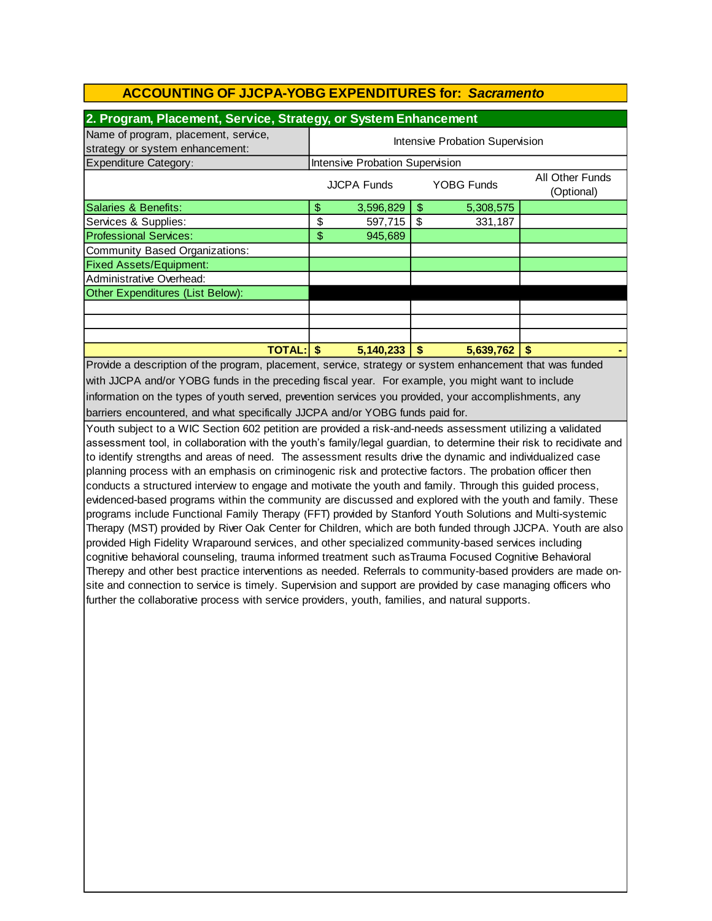## ACCOUNTING OF JJCPA-YOBG EXPENDITURES for: *Sacramento*

### 2. Program, Placement, Service, Strategy, or System Enhancement

| Name of program, placement, service, strategy or system enhancement: | Intensive Probation Supervision | | |
|---|---|---|---|
| Expenditure Category: | Intensive Probation Supervision | | |
| | JJCPA Funds | YOBG Funds | All Other Funds (Optional) |
| Salaries & Benefits: | $ 3,596,829 | $ 5,308,575 | |
| Services & Supplies: | $ 597,715 | $ 331,187 | |
| Professional Services: | $ 945,689 | | |
| Community Based Organizations: | | | |
| Fixed Assets/Equipment: | | | |
| Administrative Overhead: | | | |
| Other Expenditures (List Below): | | | |
| | | | |
| | | | |
| | | | |
| **TOTAL:** | **$ 5,140,233** | **$ 5,639,762** | **$ -** |

Provide a description of the program, placement, service, strategy or system enhancement that was funded with JJCPA and/or YOBG funds in the preceding fiscal year. For example, you might want to include information on the types of youth served, prevention services you provided, your accomplishments, any barriers encountered, and what specifically JJCPA and/or YOBG funds paid for.

Youth subject to a WIC Section 602 petition are provided a risk-and-needs assessment utilizing a validated assessment tool, in collaboration with the youth's family/legal guardian, to determine their risk to recidivate and to identify strengths and areas of need. The assessment results drive the dynamic and individualized case planning process with an emphasis on criminogenic risk and protective factors. The probation officer then conducts a structured interview to engage and motivate the youth and family. Through this guided process, evidenced-based programs within the community are discussed and explored with the youth and family. These programs include Functional Family Therapy (FFT) provided by Stanford Youth Solutions and Multi-systemic Therapy (MST) provided by River Oak Center for Children, which are both funded through JJCPA. Youth are also provided High Fidelity Wraparound services, and other specialized community-based services including cognitive behavioral counseling, trauma informed treatment such asTrauma Focused Cognitive Behavioral Therepy and other best practice interventions as needed. Referrals to community-based providers are made on-site and connection to service is timely. Supervision and support are provided by case managing officers who further the collaborative process with service providers, youth, families, and natural supports.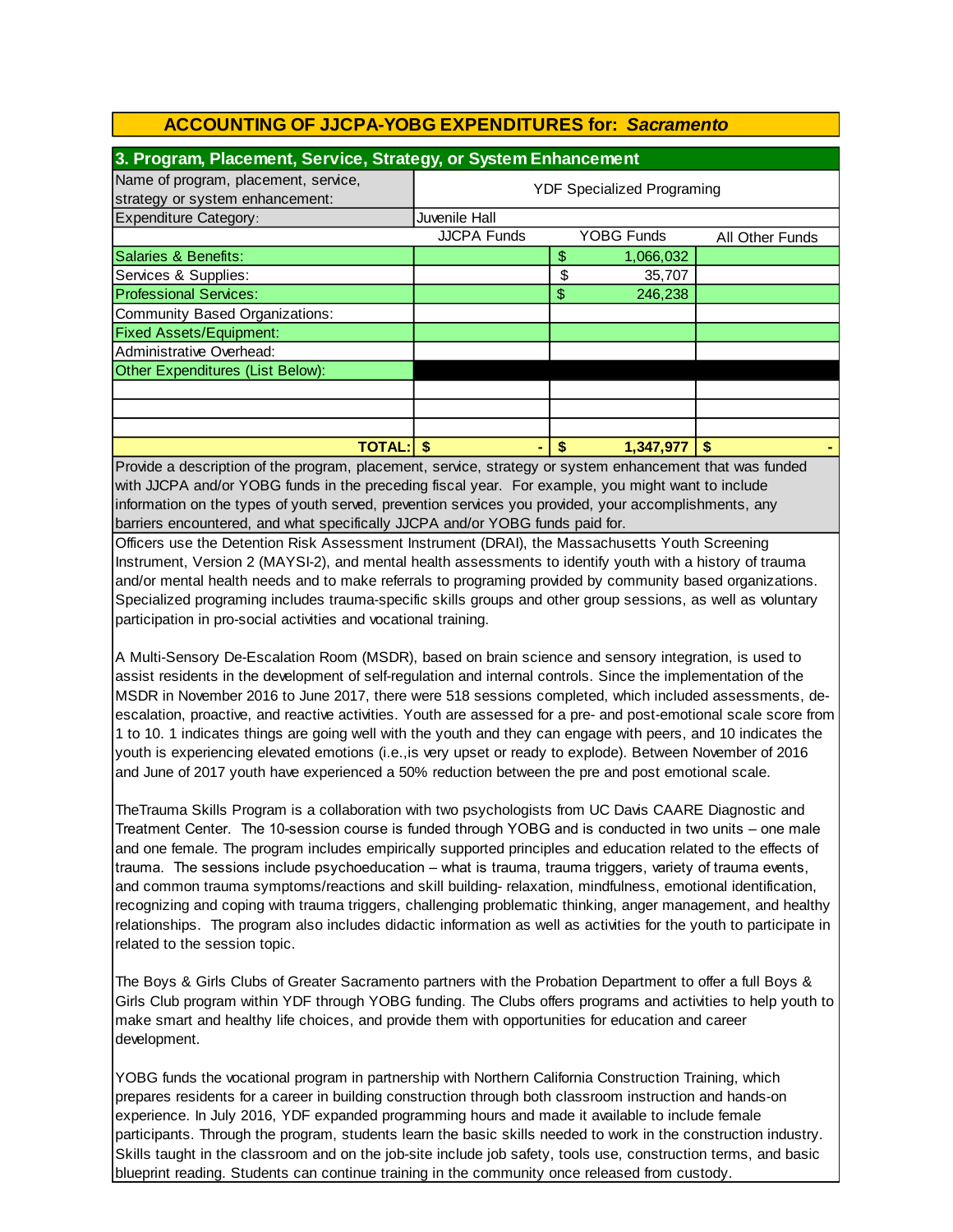## ACCOUNTING OF JJCPA-YOBG EXPENDITURES for: *Sacramento*

### 3. Program, Placement, Service, Strategy, or System Enhancement

| Name of program, placement, service, strategy or system enhancement: | YDF Specialized Programing | | |
|---|---|---|---|
| Expenditure Category: | Juvenile Hall | | |
| | JJCPA Funds | YOBG Funds | All Other Funds |
| Salaries & Benefits: | | $ 1,066,032 | |
| Services & Supplies: | | $ 35,707 | |
| Professional Services: | | $ 246,238 | |
| Community Based Organizations: | | | |
| Fixed Assets/Equipment: | | | |
| Administrative Overhead: | | | |
| Other Expenditures (List Below): | | | |
| | | | |
| | | | |
| | | | |
| **TOTAL:** | **$ -** | **$ 1,347,977** | **$ -** |

Provide a description of the program, placement, service, strategy or system enhancement that was funded with JJCPA and/or YOBG funds in the preceding fiscal year. For example, you might want to include information on the types of youth served, prevention services you provided, your accomplishments, any barriers encountered, and what specifically JJCPA and/or YOBG funds paid for.

Officers use the Detention Risk Assessment Instrument (DRAI), the Massachusetts Youth Screening Instrument, Version 2 (MAYSI-2), and mental health assessments to identify youth with a history of trauma and/or mental health needs and to make referrals to programing provided by community based organizations. Specialized programing includes trauma-specific skills groups and other group sessions, as well as voluntary participation in pro-social activities and vocational training.

A Multi-Sensory De-Escalation Room (MSDR), based on brain science and sensory integration, is used to assist residents in the development of self-regulation and internal controls. Since the implementation of the MSDR in November 2016 to June 2017, there were 518 sessions completed, which included assessments, de-escalation, proactive, and reactive activities. Youth are assessed for a pre- and post-emotional scale score from 1 to 10. 1 indicates things are going well with the youth and they can engage with peers, and 10 indicates the youth is experiencing elevated emotions (i.e.,is very upset or ready to explode). Between November of 2016 and June of 2017 youth have experienced a 50% reduction between the pre and post emotional scale.

TheTrauma Skills Program is a collaboration with two psychologists from UC Davis CAARE Diagnostic and Treatment Center. The 10-session course is funded through YOBG and is conducted in two units – one male and one female. The program includes empirically supported principles and education related to the effects of trauma. The sessions include psychoeducation – what is trauma, trauma triggers, variety of trauma events, and common trauma symptoms/reactions and skill building- relaxation, mindfulness, emotional identification, recognizing and coping with trauma triggers, challenging problematic thinking, anger management, and healthy relationships. The program also includes didactic information as well as activities for the youth to participate in related to the session topic.

The Boys & Girls Clubs of Greater Sacramento partners with the Probation Department to offer a full Boys & Girls Club program within YDF through YOBG funding. The Clubs offers programs and activities to help youth to make smart and healthy life choices, and provide them with opportunities for education and career development.

YOBG funds the vocational program in partnership with Northern California Construction Training, which prepares residents for a career in building construction through both classroom instruction and hands-on experience. In July 2016, YDF expanded programming hours and made it available to include female participants. Through the program, students learn the basic skills needed to work in the construction industry. Skills taught in the classroom and on the job-site include job safety, tools use, construction terms, and basic blueprint reading. Students can continue training in the community once released from custody.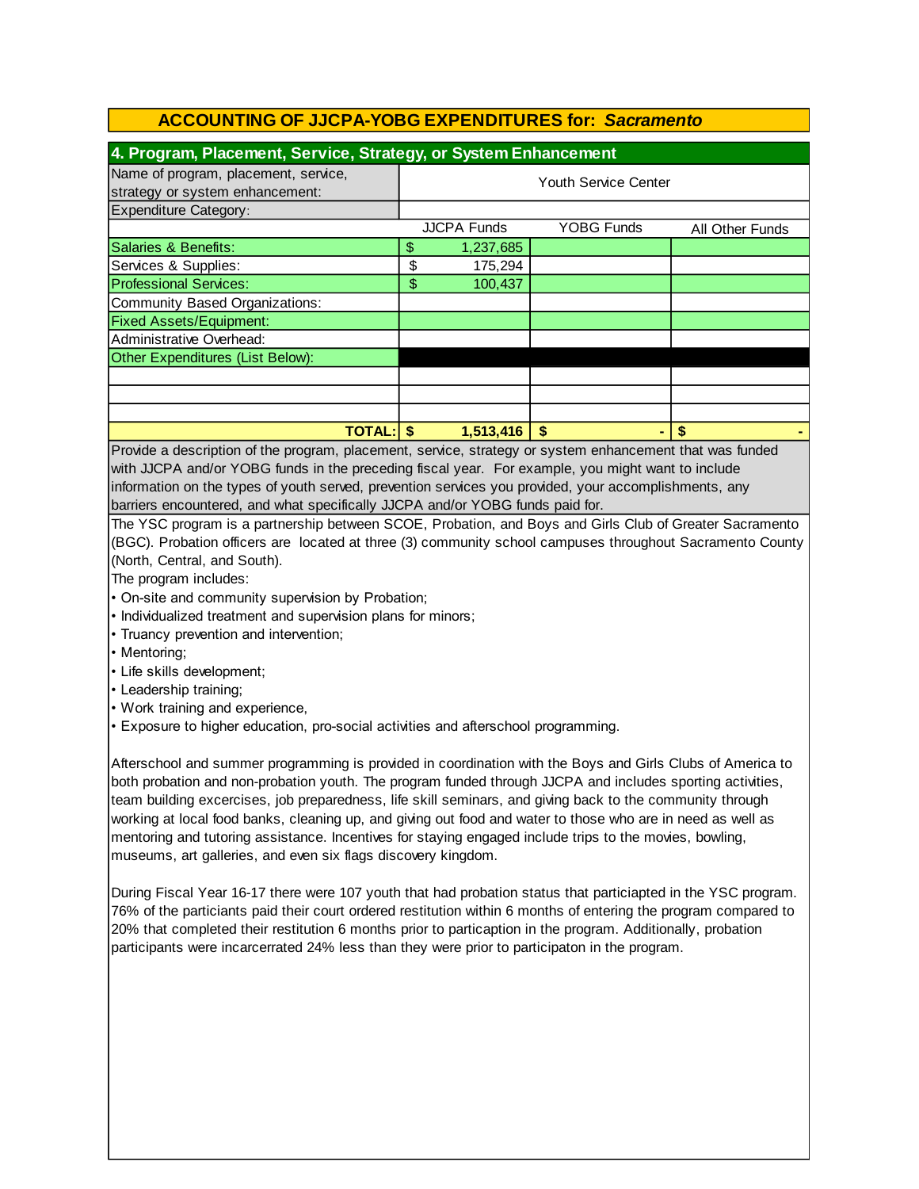## ACCOUNTING OF JJCPA-YOBG EXPENDITURES for: *Sacramento*

### 4. Program, Placement, Service, Strategy, or System Enhancement

| Name of program, placement, service, strategy or system enhancement: | Youth Service Center | | |
|---|---|---|---|
| Expenditure Category: | | | |
| | JJCPA Funds | YOBG Funds | All Other Funds |
| Salaries & Benefits: | $ 1,237,685 | | |
| Services & Supplies: | $ 175,294 | | |
| Professional Services: | $ 100,437 | | |
| Community Based Organizations: | | | |
| Fixed Assets/Equipment: | | | |
| Administrative Overhead: | | | |
| Other Expenditures (List Below): | | | |
| | | | |
| | | | |
| | | | |
| **TOTAL:** | **$ 1,513,416** | **$ -** | **$ -** |

Provide a description of the program, placement, service, strategy or system enhancement that was funded with JJCPA and/or YOBG funds in the preceding fiscal year. For example, you might want to include information on the types of youth served, prevention services you provided, your accomplishments, any barriers encountered, and what specifically JJCPA and/or YOBG funds paid for.

The YSC program is a partnership between SCOE, Probation, and Boys and Girls Club of Greater Sacramento (BGC). Probation officers are located at three (3) community school campuses throughout Sacramento County (North, Central, and South).

The program includes:

- On-site and community supervision by Probation;
- Individualized treatment and supervision plans for minors;
- Truancy prevention and intervention;
- Mentoring;
- Life skills development;
- Leadership training;
- Work training and experience,
- Exposure to higher education, pro-social activities and afterschool programming.

Afterschool and summer programming is provided in coordination with the Boys and Girls Clubs of America to both probation and non-probation youth. The program funded through JJCPA and includes sporting activities, team building excercises, job preparedness, life skill seminars, and giving back to the community through working at local food banks, cleaning up, and giving out food and water to those who are in need as well as mentoring and tutoring assistance. Incentives for staying engaged include trips to the movies, bowling, museums, art galleries, and even six flags discovery kingdom.

During Fiscal Year 16-17 there were 107 youth that had probation status that particiapted in the YSC program. 76% of the particiants paid their court ordered restitution within 6 months of entering the program compared to 20% that completed their restitution 6 months prior to particaption in the program. Additionally, probation participants were incarcerrated 24% less than they were prior to participaton in the program.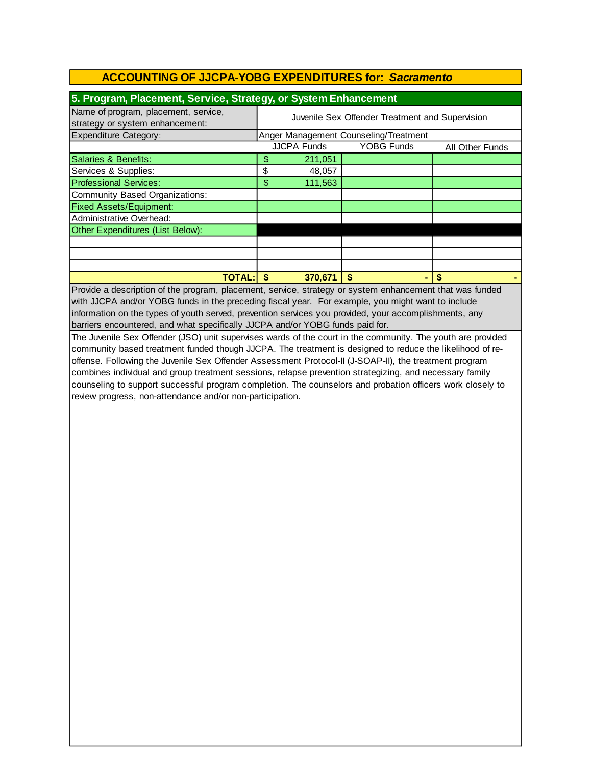## ACCOUNTING OF JJCPA-YOBG EXPENDITURES for: *Sacramento*

### 5. Program, Placement, Service, Strategy, or System Enhancement

| | | | |
|---|---|---|---|
| Name of program, placement, service, strategy or system enhancement: | Juvenile Sex Offender Treatment and Supervision | | |
| Expenditure Category: | Anger Management Counseling/Treatment | | |
| | JJCPA Funds | YOBG Funds | All Other Funds |
| Salaries & Benefits: | $ 211,051 | | |
| Services & Supplies: | $ 48,057 | | |
| Professional Services: | $ 111,563 | | |
| Community Based Organizations: | | | |
| Fixed Assets/Equipment: | | | |
| Administrative Overhead: | | | |
| Other Expenditures (List Below): | | | |
| | | | |
| | | | |
| | | | |
| **TOTAL:** | **$ 370,671** | **$ -** | **$ -** |

Provide a description of the program, placement, service, strategy or system enhancement that was funded with JJCPA and/or YOBG funds in the preceding fiscal year. For example, you might want to include information on the types of youth served, prevention services you provided, your accomplishments, any barriers encountered, and what specifically JJCPA and/or YOBG funds paid for.

The Juvenile Sex Offender (JSO) unit supervises wards of the court in the community. The youth are provided community based treatment funded though JJCPA. The treatment is designed to reduce the likelihood of re-offense. Following the Juvenile Sex Offender Assessment Protocol-II (J-SOAP-II), the treatment program combines individual and group treatment sessions, relapse prevention strategizing, and necessary family counseling to support successful program completion. The counselors and probation officers work closely to review progress, non-attendance and/or non-participation.